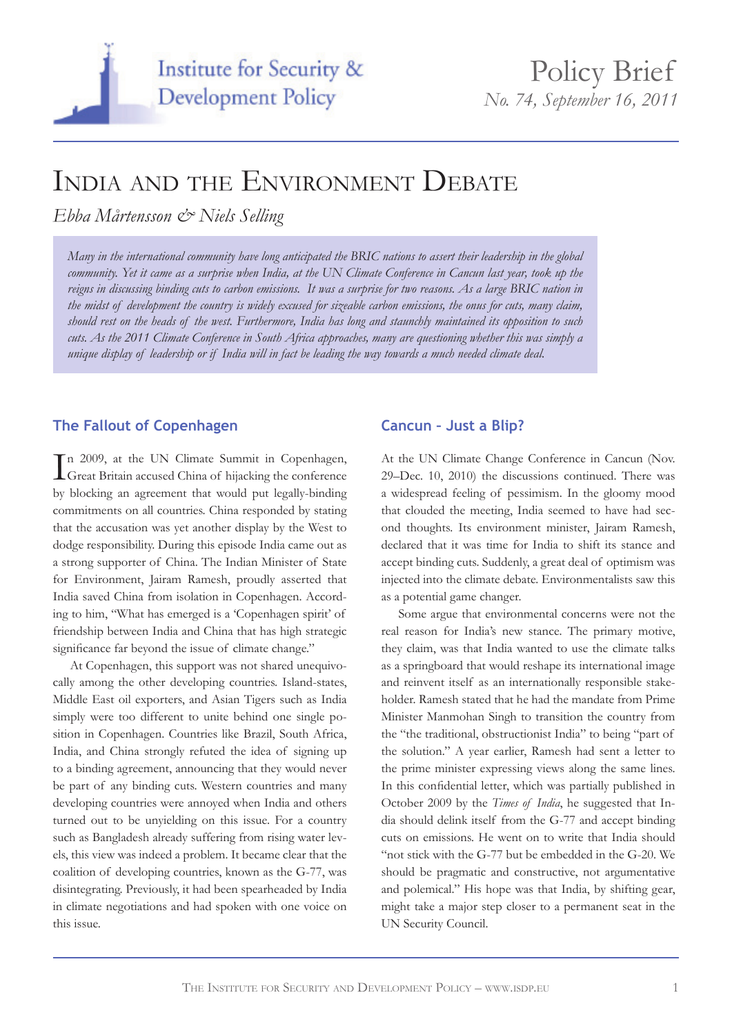Institute for Security & Development Policy

Policy Brief
*No. 74, September 16, 2011*

# India and the Environment Debate

*Ebba Mårtensson & Niels Selling*

*Many in the international community have long anticipated the BRIC nations to assert their leadership in the global community. Yet it came as a surprise when India, at the UN Climate Conference in Cancun last year, took up the reigns in discussing binding cuts to carbon emissions. It was a surprise for two reasons. As a large BRIC nation in the midst of development the country is widely excused for sizeable carbon emissions, the onus for cuts, many claim, should rest on the heads of the west. Furthermore, India has long and staunchly maintained its opposition to such cuts. As the 2011 Climate Conference in South Africa approaches, many are questioning whether this was simply a unique display of leadership or if India will in fact be leading the way towards a much needed climate deal.*

## The Fallout of Copenhagen

In 2009, at the UN Climate Summit in Copenhagen, Great Britain accused China of hijacking the conference by blocking an agreement that would put legally-binding commitments on all countries. China responded by stating that the accusation was yet another display by the West to dodge responsibility. During this episode India came out as a strong supporter of China. The Indian Minister of State for Environment, Jairam Ramesh, proudly asserted that India saved China from isolation in Copenhagen. According to him, "What has emerged is a 'Copenhagen spirit' of friendship between India and China that has high strategic significance far beyond the issue of climate change."

At Copenhagen, this support was not shared unequivocally among the other developing countries. Island-states, Middle East oil exporters, and Asian Tigers such as India simply were too different to unite behind one single position in Copenhagen. Countries like Brazil, South Africa, India, and China strongly refuted the idea of signing up to a binding agreement, announcing that they would never be part of any binding cuts. Western countries and many developing countries were annoyed when India and others turned out to be unyielding on this issue. For a country such as Bangladesh already suffering from rising water levels, this view was indeed a problem. It became clear that the coalition of developing countries, known as the G-77, was disintegrating. Previously, it had been spearheaded by India in climate negotiations and had spoken with one voice on this issue.

## Cancun – Just a Blip?

At the UN Climate Change Conference in Cancun (Nov. 29–Dec. 10, 2010) the discussions continued. There was a widespread feeling of pessimism. In the gloomy mood that clouded the meeting, India seemed to have had second thoughts. Its environment minister, Jairam Ramesh, declared that it was time for India to shift its stance and accept binding cuts. Suddenly, a great deal of optimism was injected into the climate debate. Environmentalists saw this as a potential game changer.

Some argue that environmental concerns were not the real reason for India's new stance. The primary motive, they claim, was that India wanted to use the climate talks as a springboard that would reshape its international image and reinvent itself as an internationally responsible stakeholder. Ramesh stated that he had the mandate from Prime Minister Manmohan Singh to transition the country from the "the traditional, obstructionist India" to being "part of the solution." A year earlier, Ramesh had sent a letter to the prime minister expressing views along the same lines. In this confidential letter, which was partially published in October 2009 by the *Times of India*, he suggested that India should delink itself from the G-77 and accept binding cuts on emissions. He went on to write that India should "not stick with the G-77 but be embedded in the G-20. We should be pragmatic and constructive, not argumentative and polemical." His hope was that India, by shifting gear, might take a major step closer to a permanent seat in the UN Security Council.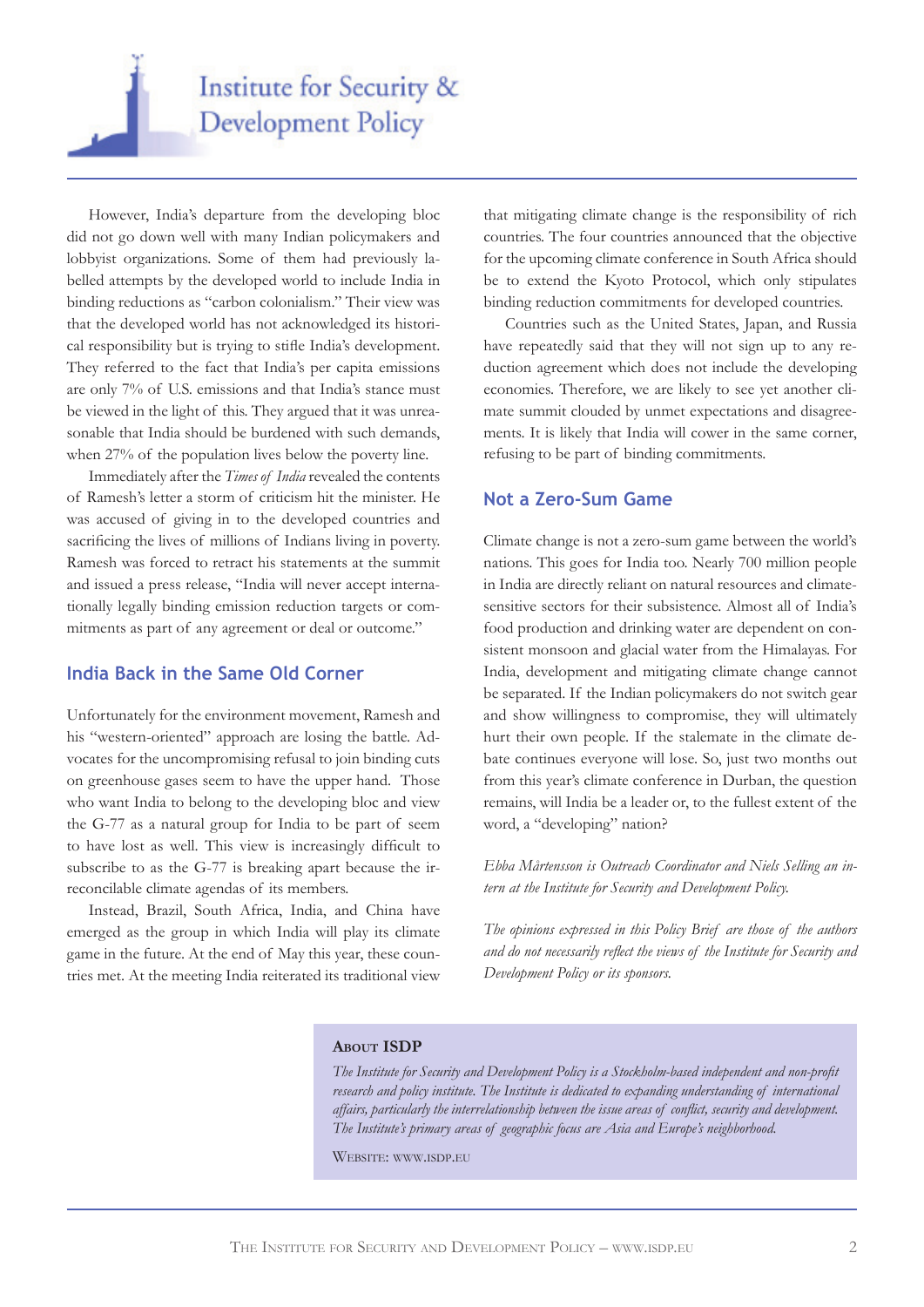However, India's departure from the developing bloc did not go down well with many Indian policymakers and lobbyist organizations. Some of them had previously labelled attempts by the developed world to include India in binding reductions as "carbon colonialism." Their view was that the developed world has not acknowledged its historical responsibility but is trying to stifle India's development. They referred to the fact that India's per capita emissions are only 7% of U.S. emissions and that India's stance must be viewed in the light of this. They argued that it was unreasonable that India should be burdened with such demands, when 27% of the population lives below the poverty line.

Immediately after the *Times of India* revealed the contents of Ramesh's letter a storm of criticism hit the minister. He was accused of giving in to the developed countries and sacrificing the lives of millions of Indians living in poverty. Ramesh was forced to retract his statements at the summit and issued a press release, "India will never accept internationally legally binding emission reduction targets or commitments as part of any agreement or deal or outcome."

## India Back in the Same Old Corner

Unfortunately for the environment movement, Ramesh and his "western-oriented" approach are losing the battle. Advocates for the uncompromising refusal to join binding cuts on greenhouse gases seem to have the upper hand. Those who want India to belong to the developing bloc and view the G-77 as a natural group for India to be part of seem to have lost as well. This view is increasingly difficult to subscribe to as the G-77 is breaking apart because the irreconcilable climate agendas of its members.

Instead, Brazil, South Africa, India, and China have emerged as the group in which India will play its climate game in the future. At the end of May this year, these countries met. At the meeting India reiterated its traditional view that mitigating climate change is the responsibility of rich countries. The four countries announced that the objective for the upcoming climate conference in South Africa should be to extend the Kyoto Protocol, which only stipulates binding reduction commitments for developed countries.

Countries such as the United States, Japan, and Russia have repeatedly said that they will not sign up to any reduction agreement which does not include the developing economies. Therefore, we are likely to see yet another climate summit clouded by unmet expectations and disagreements. It is likely that India will cower in the same corner, refusing to be part of binding commitments.

## Not a Zero-Sum Game

Climate change is not a zero-sum game between the world's nations. This goes for India too. Nearly 700 million people in India are directly reliant on natural resources and climate-sensitive sectors for their subsistence. Almost all of India's food production and drinking water are dependent on consistent monsoon and glacial water from the Himalayas. For India, development and mitigating climate change cannot be separated. If the Indian policymakers do not switch gear and show willingness to compromise, they will ultimately hurt their own people. If the stalemate in the climate debate continues everyone will lose. So, just two months out from this year's climate conference in Durban, the question remains, will India be a leader or, to the fullest extent of the word, a "developing" nation?

*Ebba Mårtensson is Outreach Coordinator and Niels Selling an intern at the Institute for Security and Development Policy.*

*The opinions expressed in this Policy Brief are those of the authors and do not necessarily reflect the views of the Institute for Security and Development Policy or its sponsors.*

**About ISDP**

*The Institute for Security and Development Policy is a Stockholm-based independent and non-profit research and policy institute. The Institute is dedicated to expanding understanding of international affairs, particularly the interrelationship between the issue areas of conflict, security and development. The Institute's primary areas of geographic focus are Asia and Europe's neighborhood.*

Website: www.isdp.eu